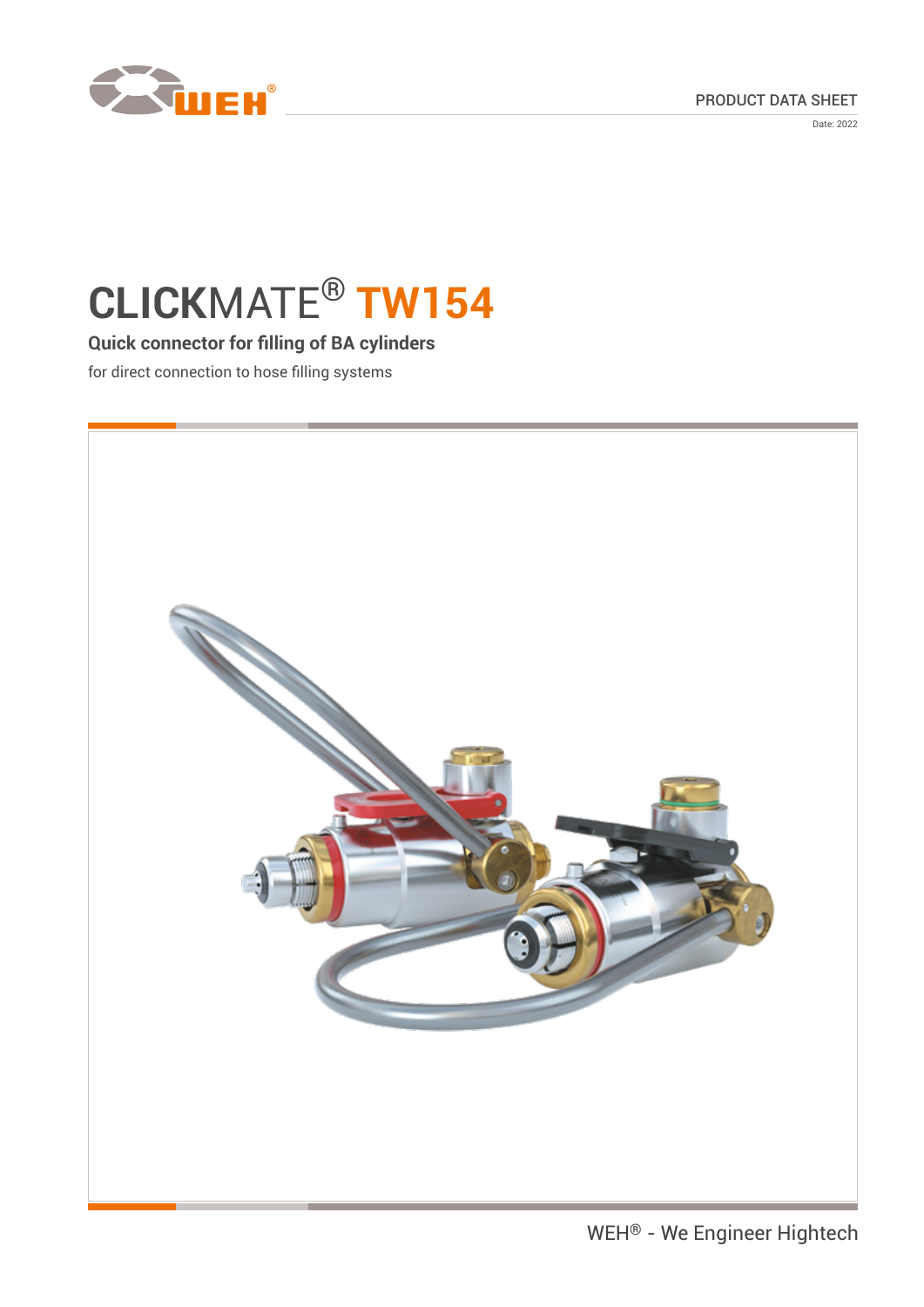PRODUCT DATA SHEET

Date: 2022

# CLICKMATE® TW154

## Quick connector for filling of BA cylinders

for direct connection to hose filling systems

WEH® - We Engineer Hightech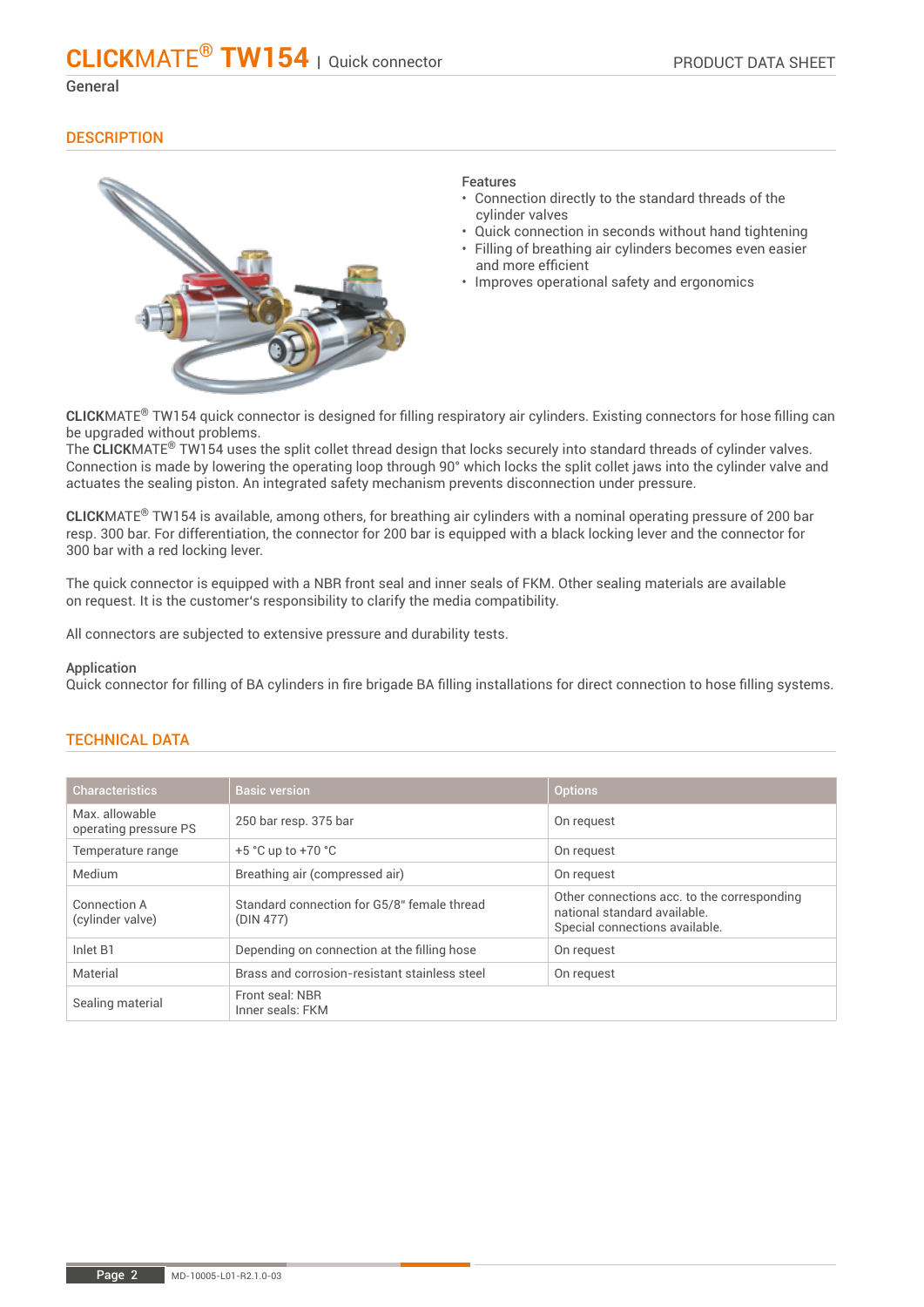## General

### DESCRIPTION

**Features**

- Connection directly to the standard threads of the cylinder valves
- Quick connection in seconds without hand tightening
- Filling of breathing air cylinders becomes even easier and more efficient
- Improves operational safety and ergonomics

**CLICK**MATE® TW154 quick connector is designed for filling respiratory air cylinders. Existing connectors for hose filling can be upgraded without problems.
The **CLICK**MATE® TW154 uses the split collet thread design that locks securely into standard threads of cylinder valves. Connection is made by lowering the operating loop through 90° which locks the split collet jaws into the cylinder valve and actuates the sealing piston. An integrated safety mechanism prevents disconnection under pressure.

**CLICK**MATE® TW154 is available, among others, for breathing air cylinders with a nominal operating pressure of 200 bar resp. 300 bar. For differentiation, the connector for 200 bar is equipped with a black locking lever and the connector for 300 bar with a red locking lever.

The quick connector is equipped with a NBR front seal and inner seals of FKM. Other sealing materials are available on request. It is the customer's responsibility to clarify the media compatibility.

All connectors are subjected to extensive pressure and durability tests.

**Application**
Quick connector for filling of BA cylinders in fire brigade BA filling installations for direct connection to hose filling systems.

### TECHNICAL DATA

| Characteristics | Basic version | Options |
|---|---|---|
| Max. allowable operating pressure PS | 250 bar resp. 375 bar | On request |
| Temperature range | +5 °C up to +70 °C | On request |
| Medium | Breathing air (compressed air) | On request |
| Connection A (cylinder valve) | Standard connection for G5/8" female thread (DIN 477) | Other connections acc. to the corresponding national standard available. Special connections available. |
| Inlet B1 | Depending on connection at the filling hose | On request |
| Material | Brass and corrosion-resistant stainless steel | On request |
| Sealing material | Front seal: NBR<br>Inner seals: FKM | |

MD-10005-L01-R2.1.0-03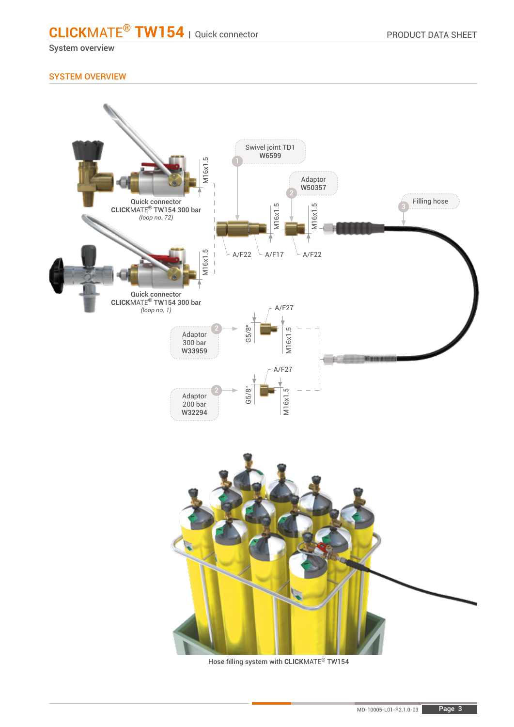## SYSTEM OVERVIEW

Swivel joint TD1
W6599

Adaptor
W50357

Filling hose

Quick connector
CLICKMATE® TW154 300 bar
*(loop no. 72)*

Quick connector
CLICKMATE® TW154 300 bar
*(loop no. 1)*

M16x1.5

A/F22 A/F17 A/F22

Adaptor
300 bar
W33959

Adaptor
200 bar
W32294

G5/8" A/F27 M16x1.5

Hose filling system with CLICKMATE® TW154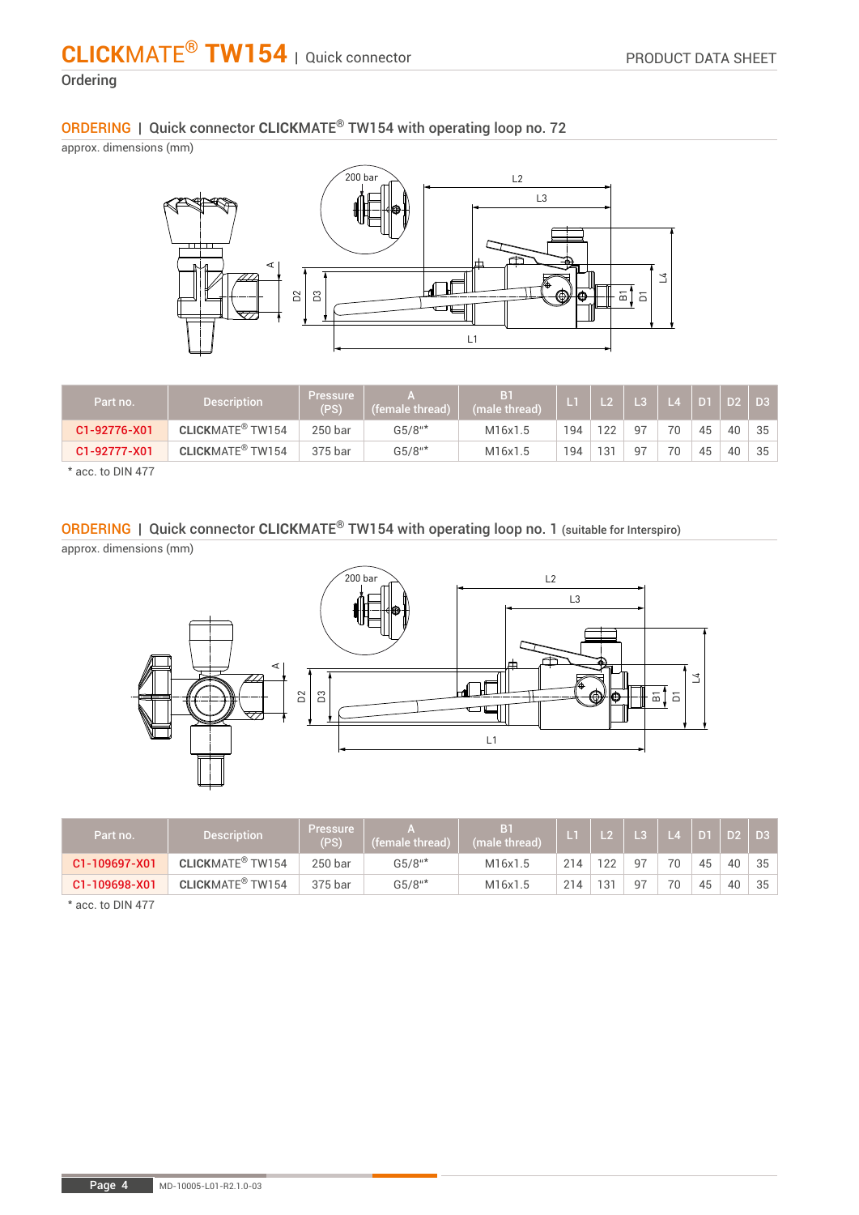## Ordering

### ORDERING | Quick connector CLICKMATE® TW154 with operating loop no. 72

approx. dimensions (mm)

| Part no. | Description | Pressure (PS) | A (female thread) | B1 (male thread) | L1 | L2 | L3 | L4 | D1 | D2 | D3 |
|---|---|---|---|---|---|---|---|---|---|---|---|
| C1-92776-X01 | **CLICKMATE®** TW154 | 250 bar | G5/8"* | M16x1.5 | 194 | 122 | 97 | 70 | 45 | 40 | 35 |
| C1-92777-X01 | **CLICKMATE®** TW154 | 375 bar | G5/8"* | M16x1.5 | 194 | 131 | 97 | 70 | 45 | 40 | 35 |

* acc. to DIN 477

### ORDERING | Quick connector CLICKMATE® TW154 with operating loop no. 1 (suitable for Interspiro)

approx. dimensions (mm)

| Part no. | Description | Pressure (PS) | A (female thread) | B1 (male thread) | L1 | L2 | L3 | L4 | D1 | D2 | D3 |
|---|---|---|---|---|---|---|---|---|---|---|---|
| C1-109697-X01 | **CLICKMATE®** TW154 | 250 bar | G5/8"* | M16x1.5 | 214 | 122 | 97 | 70 | 45 | 40 | 35 |
| C1-109698-X01 | **CLICKMATE®** TW154 | 375 bar | G5/8"* | M16x1.5 | 214 | 131 | 97 | 70 | 45 | 40 | 35 |

* acc. to DIN 477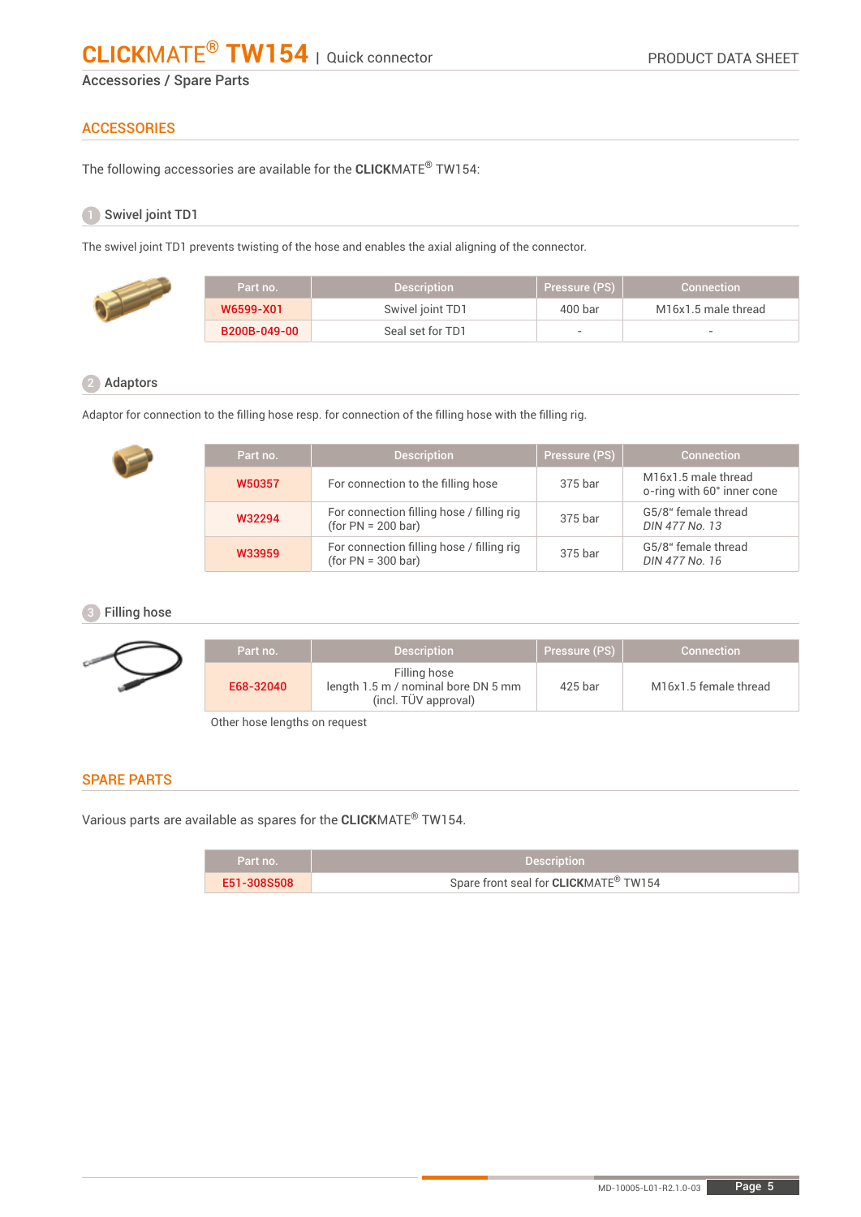# CLICKMATE® TW154 | Quick connector

Accessories / Spare Parts

## ACCESSORIES

The following accessories are available for the **CLICK**MATE® TW154:

### 1 Swivel joint TD1

The swivel joint TD1 prevents twisting of the hose and enables the axial aligning of the connector.

| Part no. | Description | Pressure (PS) | Connection |
|---|---|---|---|
| W6599-X01 | Swivel joint TD1 | 400 bar | M16x1.5 male thread |
| B200B-049-00 | Seal set for TD1 | - | - |

### 2 Adaptors

Adaptor for connection to the filling hose resp. for connection of the filling hose with the filling rig.

| Part no. | Description | Pressure (PS) | Connection |
|---|---|---|---|
| W50357 | For connection to the filling hose | 375 bar | M16x1.5 male thread<br>o-ring with 60° inner cone |
| W32294 | For connection filling hose / filling rig<br>(for PN = 200 bar) | 375 bar | G5/8" female thread<br>*DIN 477 No. 13* |
| W33959 | For connection filling hose / filling rig<br>(for PN = 300 bar) | 375 bar | G5/8" female thread<br>*DIN 477 No. 16* |

### 3 Filling hose

| Part no. | Description | Pressure (PS) | Connection |
|---|---|---|---|
| E68-32040 | Filling hose<br>length 1.5 m / nominal bore DN 5 mm<br>(incl. TÜV approval) | 425 bar | M16x1.5 female thread |

Other hose lengths on request

## SPARE PARTS

Various parts are available as spares for the **CLICK**MATE® TW154.

| Part no. | Description |
|---|---|
| E51-308S508 | Spare front seal for **CLICK**MATE® TW154 |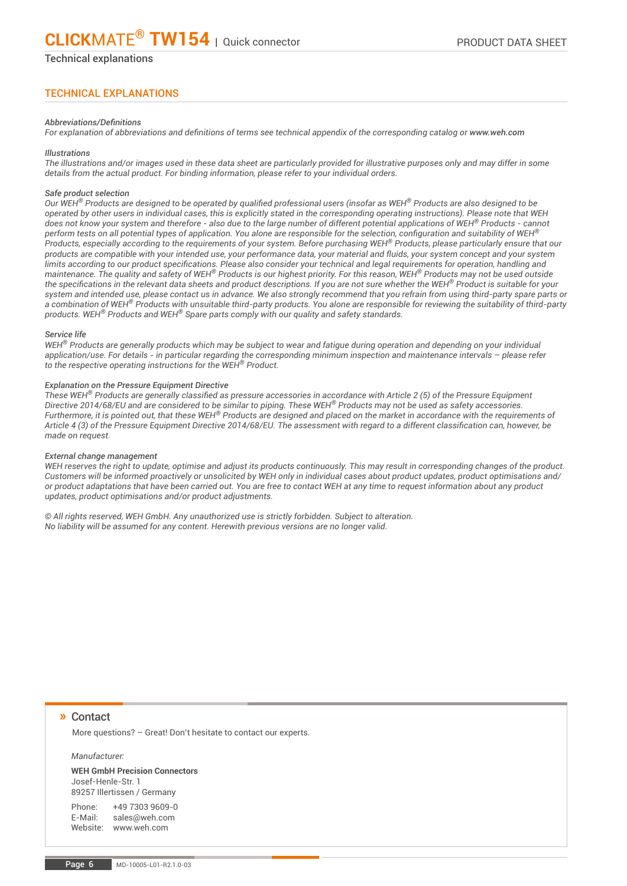## TECHNICAL EXPLANATIONS

*Abbreviations/Definitions*
*For explanation of abbreviations and definitions of terms see technical appendix of the corresponding catalog or www.weh.com*

*Illustrations*
*The illustrations and/or images used in these data sheet are particularly provided for illustrative purposes only and may differ in some details from the actual product. For binding information, please refer to your individual orders.*

*Safe product selection*
*Our WEH® Products are designed to be operated by qualified professional users (insofar as WEH® Products are also designed to be operated by other users in individual cases, this is explicitly stated in the corresponding operating instructions). Please note that WEH does not know your system and therefore - also due to the large number of different potential applications of WEH® Products - cannot perform tests on all potential types of application. You alone are responsible for the selection, configuration and suitability of WEH® Products, especially according to the requirements of your system. Before purchasing WEH® Products, please particularly ensure that our products are compatible with your intended use, your performance data, your material and fluids, your system concept and your system limits according to our product specifications. Please also consider your technical and legal requirements for operation, handling and maintenance. The quality and safety of WEH® Products is our highest priority. For this reason, WEH® Products may not be used outside the specifications in the relevant data sheets and product descriptions. If you are not sure whether the WEH® Product is suitable for your system and intended use, please contact us in advance. We also strongly recommend that you refrain from using third-party spare parts or a combination of WEH® Products with unsuitable third-party products. You alone are responsible for reviewing the suitability of third-party products. WEH® Products and WEH® Spare parts comply with our quality and safety standards.*

*Service life*
*WEH® Products are generally products which may be subject to wear and fatigue during operation and depending on your individual application/use. For details - in particular regarding the corresponding minimum inspection and maintenance intervals – please refer to the respective operating instructions for the WEH® Product.*

*Explanation on the Pressure Equipment Directive*
*These WEH® Products are generally classified as pressure accessories in accordance with Article 2 (5) of the Pressure Equipment Directive 2014/68/EU and are considered to be similar to piping. These WEH® Products may not be used as safety accessories. Furthermore, it is pointed out, that these WEH® Products are designed and placed on the market in accordance with the requirements of Article 4 (3) of the Pressure Equipment Directive 2014/68/EU. The assessment with regard to a different classification can, however, be made on request.*

*External change management*
*WEH reserves the right to update, optimise and adjust its products continuously. This may result in corresponding changes of the product. Customers will be informed proactively or unsolicited by WEH only in individual cases about product updates, product optimisations and/or product adaptations that have been carried out. You are free to contact WEH at any time to request information about any product updates, product optimisations and/or product adjustments.*

*© All rights reserved, WEH GmbH. Any unauthorized use is strictly forbidden. Subject to alteration.*
*No liability will be assumed for any content. Herewith previous versions are no longer valid.*

## » Contact

More questions? – Great! Don't hesitate to contact our experts.

*Manufacturer:*

**WEH GmbH Precision Connectors**
Josef-Henle-Str. 1
89257 Illertissen / Germany

Phone: +49 7303 9609-0
E-Mail: sales@weh.com
Website: www.weh.com

MD-10005-L01-R2.1.0-03